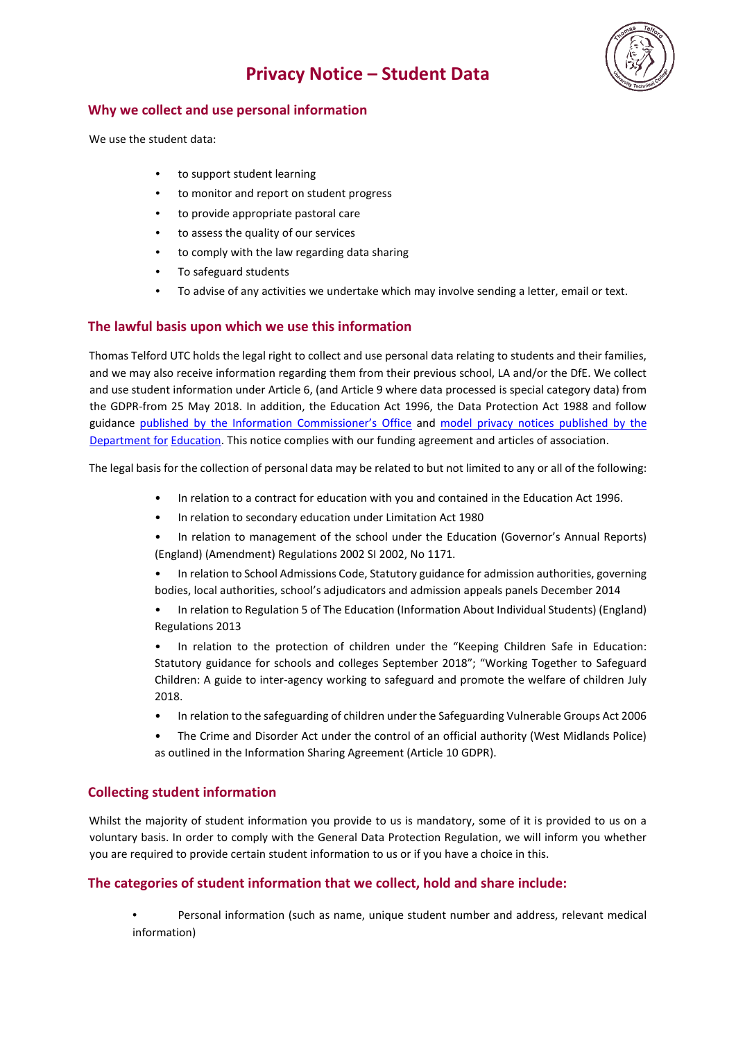# Privacy Notice – Student Data

## Why we collect and use personal information

We use the student data:

- to support student learning
- to monitor and report on student progress
- to provide appropriate pastoral care
- to assess the quality of our services
- to comply with the law regarding data sharing
- To safeguard students
- To advise of any activities we undertake which may involve sending a letter, email or text.

## The lawful basis upon which we use this information

Thomas Telford UTC holds the legal right to collect and use personal data relating to students and their families, and we may also receive information regarding them from their previous school, LA and/or the DfE. We collect and use student information under Article 6, (and Article 9 where data processed is special category data) from the GDPR-from 25 May 2018. In addition, the Education Act 1996, the Data Protection Act 1988 and follow guidance published by the Information Commissioner's Office and model privacy notices published by the Department for Education. This notice complies with our funding agreement and articles of association.

The legal basis for the collection of personal data may be related to but not limited to any or all of the following:

- In relation to a contract for education with you and contained in the Education Act 1996.
- In relation to secondary education under Limitation Act 1980
- In relation to management of the school under the Education (Governor's Annual Reports) (England) (Amendment) Regulations 2002 SI 2002, No 1171.
- In relation to School Admissions Code, Statutory guidance for admission authorities, governing bodies, local authorities, school's adjudicators and admission appeals panels December 2014
- In relation to Regulation 5 of The Education (Information About Individual Students) (England) Regulations 2013
- In relation to the protection of children under the "Keeping Children Safe in Education: Statutory guidance for schools and colleges September 2018"; "Working Together to Safeguard Children: A guide to inter-agency working to safeguard and promote the welfare of children July 2018.
- In relation to the safeguarding of children under the Safeguarding Vulnerable Groups Act 2006
- The Crime and Disorder Act under the control of an official authority (West Midlands Police) as outlined in the Information Sharing Agreement (Article 10 GDPR).

## Collecting student information

Whilst the majority of student information you provide to us is mandatory, some of it is provided to us on a voluntary basis. In order to comply with the General Data Protection Regulation, we will inform you whether you are required to provide certain student information to us or if you have a choice in this.

## The categories of student information that we collect, hold and share include:

- Personal information (such as name, unique student number and address, relevant medical information)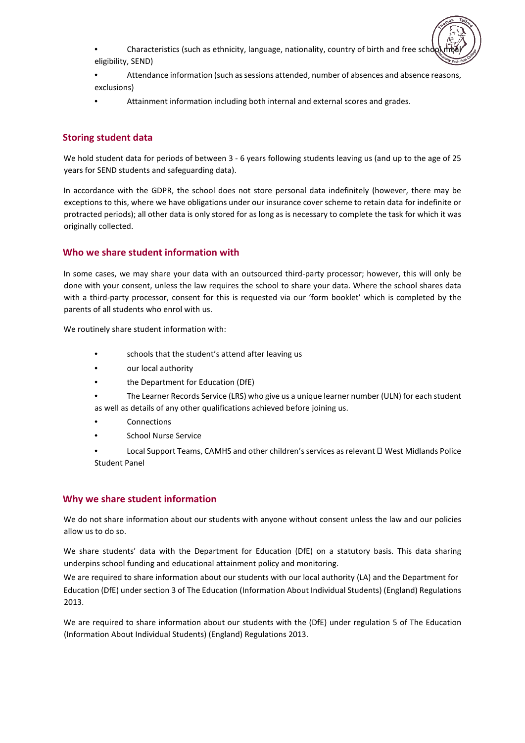- Characteristics (such as ethnicity, language, nationality, country of birth and free school meal eligibility, SEND)
- Attendance information (such as sessions attended, number of absences and absence reasons, exclusions)
- Attainment information including both internal and external scores and grades.

## Storing student data

We hold student data for periods of between 3 - 6 years following students leaving us (and up to the age of 25 years for SEND students and safeguarding data).

In accordance with the GDPR, the school does not store personal data indefinitely (however, there may be exceptions to this, where we have obligations under our insurance cover scheme to retain data for indefinite or protracted periods); all other data is only stored for as long as is necessary to complete the task for which it was originally collected.

## Who we share student information with

In some cases, we may share your data with an outsourced third-party processor; however, this will only be done with your consent, unless the law requires the school to share your data. Where the school shares data with a third-party processor, consent for this is requested via our 'form booklet' which is completed by the parents of all students who enrol with us.

We routinely share student information with:

- schools that the student's attend after leaving us
- our local authority
- the Department for Education (DfE)
- The Learner Records Service (LRS) who give us a unique learner number (ULN) for each student as well as details of any other qualifications achieved before joining us.
- Connections
- School Nurse Service
- Local Support Teams, CAMHS and other children's services as relevant  West Midlands Police Student Panel

## Why we share student information

We do not share information about our students with anyone without consent unless the law and our policies allow us to do so.

We share students' data with the Department for Education (DfE) on a statutory basis. This data sharing underpins school funding and educational attainment policy and monitoring.

We are required to share information about our students with our local authority (LA) and the Department for Education (DfE) under section 3 of The Education (Information About Individual Students) (England) Regulations 2013.

We are required to share information about our students with the (DfE) under regulation 5 of The Education (Information About Individual Students) (England) Regulations 2013.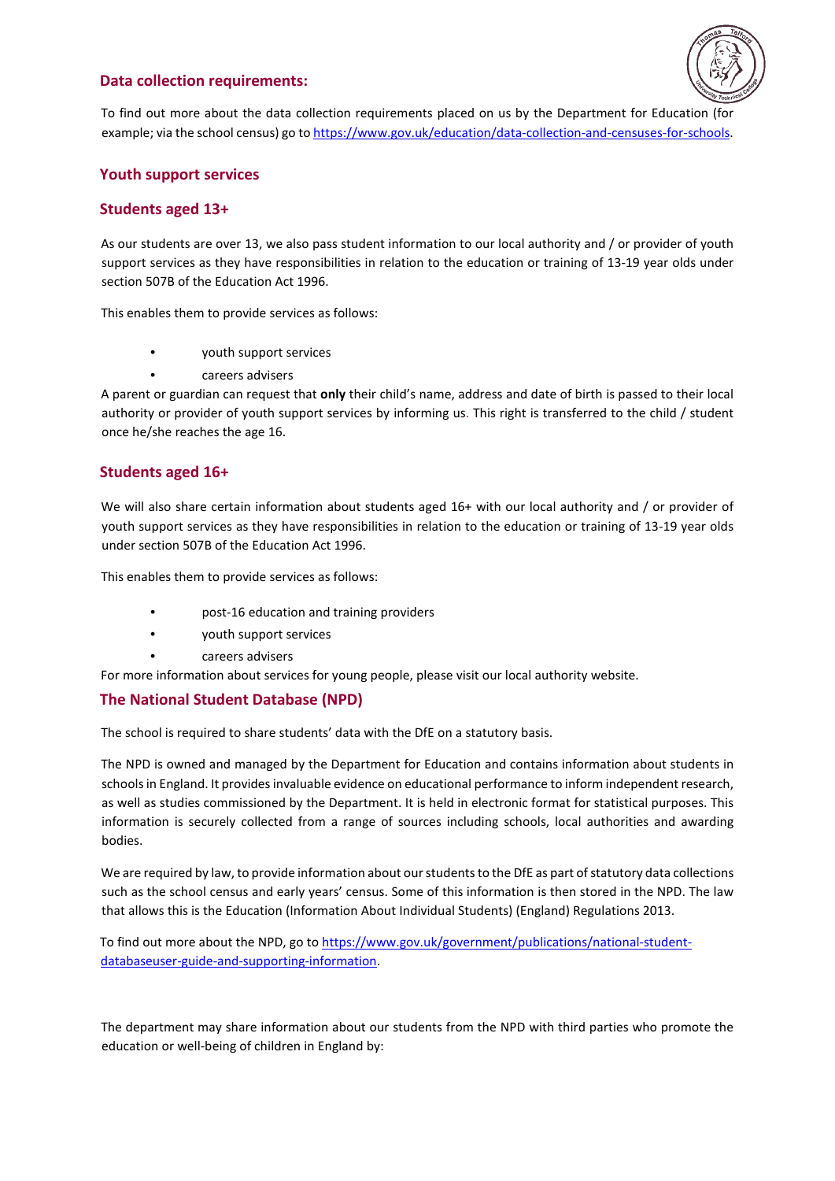## Data collection requirements:

To find out more about the data collection requirements placed on us by the Department for Education (for example; via the school census) go to https://www.gov.uk/education/data-collection-and-censuses-for-schools.

## Youth support services

### Students aged 13+

As our students are over 13, we also pass student information to our local authority and / or provider of youth support services as they have responsibilities in relation to the education or training of 13-19 year olds under section 507B of the Education Act 1996.

This enables them to provide services as follows:

- youth support services
- careers advisers

A parent or guardian can request that **only** their child's name, address and date of birth is passed to their local authority or provider of youth support services by informing us. This right is transferred to the child / student once he/she reaches the age 16.

### Students aged 16+

We will also share certain information about students aged 16+ with our local authority and / or provider of youth support services as they have responsibilities in relation to the education or training of 13-19 year olds under section 507B of the Education Act 1996.

This enables them to provide services as follows:

- post-16 education and training providers
- youth support services
- careers advisers

For more information about services for young people, please visit our local authority website.

## The National Student Database (NPD)

The school is required to share students' data with the DfE on a statutory basis.

The NPD is owned and managed by the Department for Education and contains information about students in schools in England. It provides invaluable evidence on educational performance to inform independent research, as well as studies commissioned by the Department. It is held in electronic format for statistical purposes. This information is securely collected from a range of sources including schools, local authorities and awarding bodies.

We are required by law, to provide information about our students to the DfE as part of statutory data collections such as the school census and early years' census. Some of this information is then stored in the NPD. The law that allows this is the Education (Information About Individual Students) (England) Regulations 2013.

To find out more about the NPD, go to https://www.gov.uk/government/publications/national-student-databaseuser-guide-and-supporting-information.

The department may share information about our students from the NPD with third parties who promote the education or well-being of children in England by: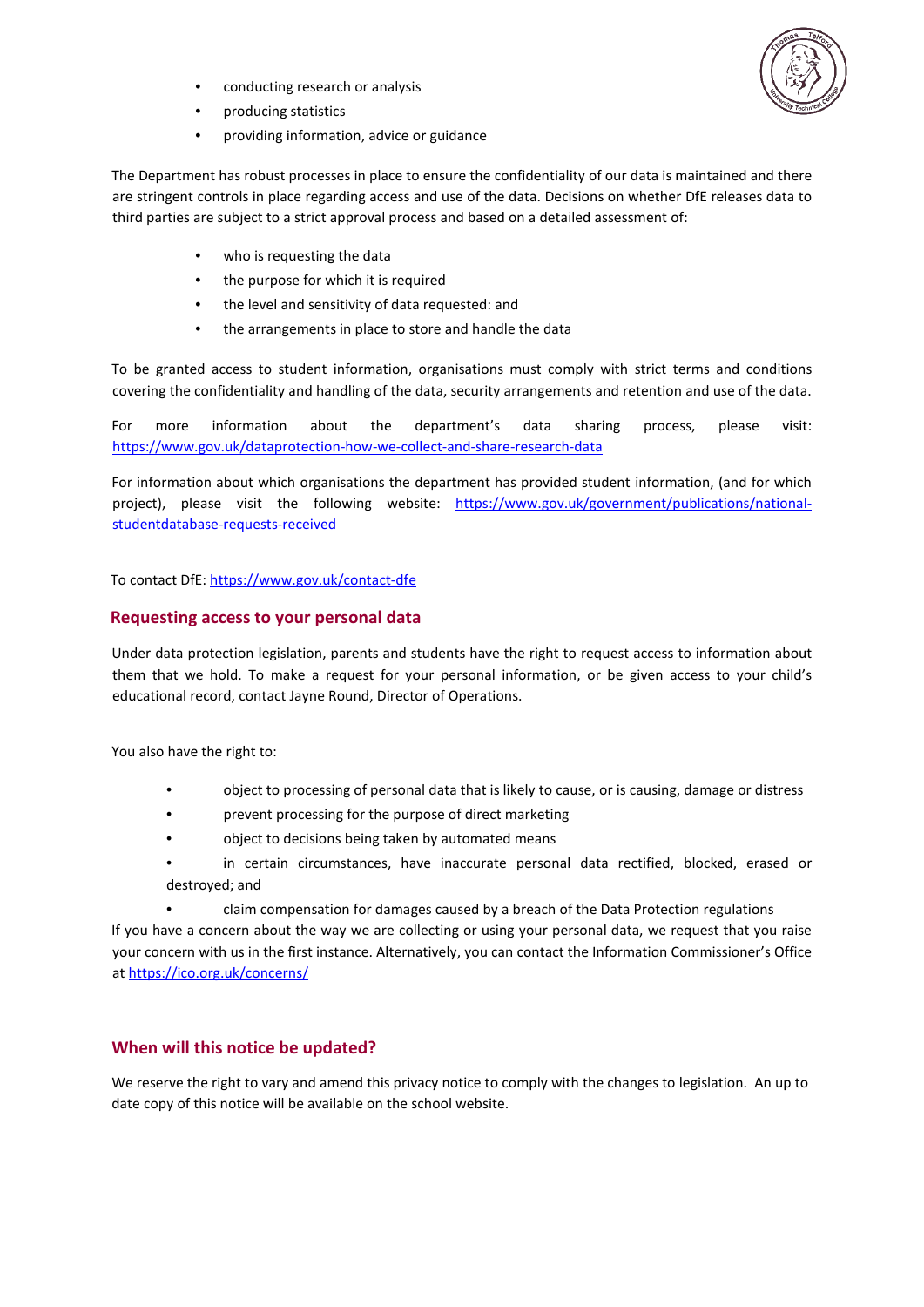- conducting research or analysis
- producing statistics
- providing information, advice or guidance

The Department has robust processes in place to ensure the confidentiality of our data is maintained and there are stringent controls in place regarding access and use of the data. Decisions on whether DfE releases data to third parties are subject to a strict approval process and based on a detailed assessment of:

- who is requesting the data
- the purpose for which it is required
- the level and sensitivity of data requested: and
- the arrangements in place to store and handle the data

To be granted access to student information, organisations must comply with strict terms and conditions covering the confidentiality and handling of the data, security arrangements and retention and use of the data.

For more information about the department's data sharing process, please visit: https://www.gov.uk/dataprotection-how-we-collect-and-share-research-data

For information about which organisations the department has provided student information, (and for which project), please visit the following website: https://www.gov.uk/government/publications/national-studentdatabase-requests-received

To contact DfE: https://www.gov.uk/contact-dfe

## Requesting access to your personal data

Under data protection legislation, parents and students have the right to request access to information about them that we hold. To make a request for your personal information, or be given access to your child's educational record, contact Jayne Round, Director of Operations.

You also have the right to:

- object to processing of personal data that is likely to cause, or is causing, damage or distress
- prevent processing for the purpose of direct marketing
- object to decisions being taken by automated means
- in certain circumstances, have inaccurate personal data rectified, blocked, erased or destroyed; and
- claim compensation for damages caused by a breach of the Data Protection regulations

If you have a concern about the way we are collecting or using your personal data, we request that you raise your concern with us in the first instance. Alternatively, you can contact the Information Commissioner's Office at https://ico.org.uk/concerns/

## When will this notice be updated?

We reserve the right to vary and amend this privacy notice to comply with the changes to legislation. An up to date copy of this notice will be available on the school website.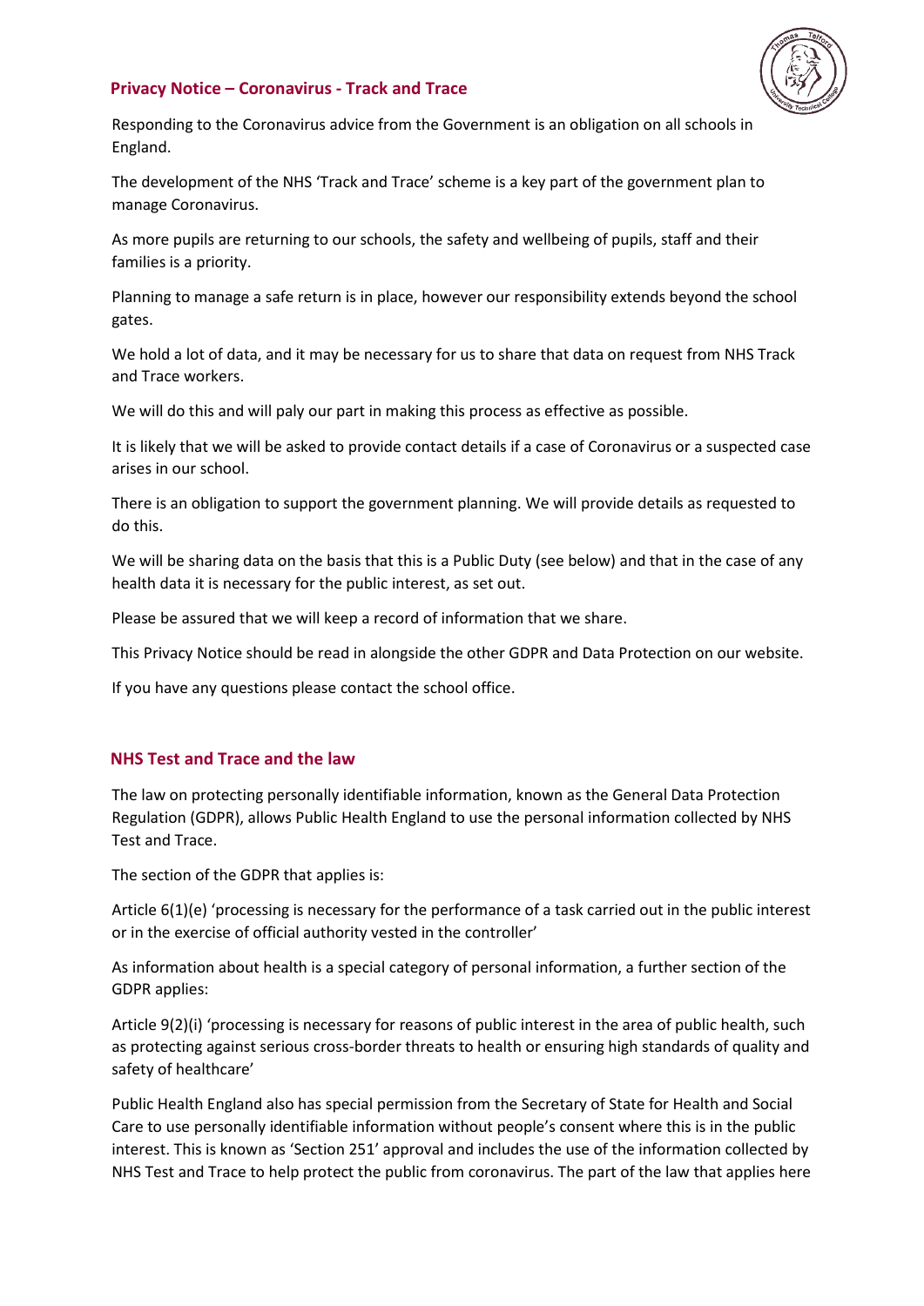## Privacy Notice – Coronavirus - Track and Trace

Responding to the Coronavirus advice from the Government is an obligation on all schools in England.

The development of the NHS 'Track and Trace' scheme is a key part of the government plan to manage Coronavirus.

As more pupils are returning to our schools, the safety and wellbeing of pupils, staff and their families is a priority.

Planning to manage a safe return is in place, however our responsibility extends beyond the school gates.

We hold a lot of data, and it may be necessary for us to share that data on request from NHS Track and Trace workers.

We will do this and will paly our part in making this process as effective as possible.

It is likely that we will be asked to provide contact details if a case of Coronavirus or a suspected case arises in our school.

There is an obligation to support the government planning. We will provide details as requested to do this.

We will be sharing data on the basis that this is a Public Duty (see below) and that in the case of any health data it is necessary for the public interest, as set out.

Please be assured that we will keep a record of information that we share.

This Privacy Notice should be read in alongside the other GDPR and Data Protection on our website.

If you have any questions please contact the school office.

## NHS Test and Trace and the law

The law on protecting personally identifiable information, known as the General Data Protection Regulation (GDPR), allows Public Health England to use the personal information collected by NHS Test and Trace.

The section of the GDPR that applies is:

Article 6(1)(e) 'processing is necessary for the performance of a task carried out in the public interest or in the exercise of official authority vested in the controller'

As information about health is a special category of personal information, a further section of the GDPR applies:

Article 9(2)(i) 'processing is necessary for reasons of public interest in the area of public health, such as protecting against serious cross-border threats to health or ensuring high standards of quality and safety of healthcare'

Public Health England also has special permission from the Secretary of State for Health and Social Care to use personally identifiable information without people's consent where this is in the public interest. This is known as 'Section 251' approval and includes the use of the information collected by NHS Test and Trace to help protect the public from coronavirus. The part of the law that applies here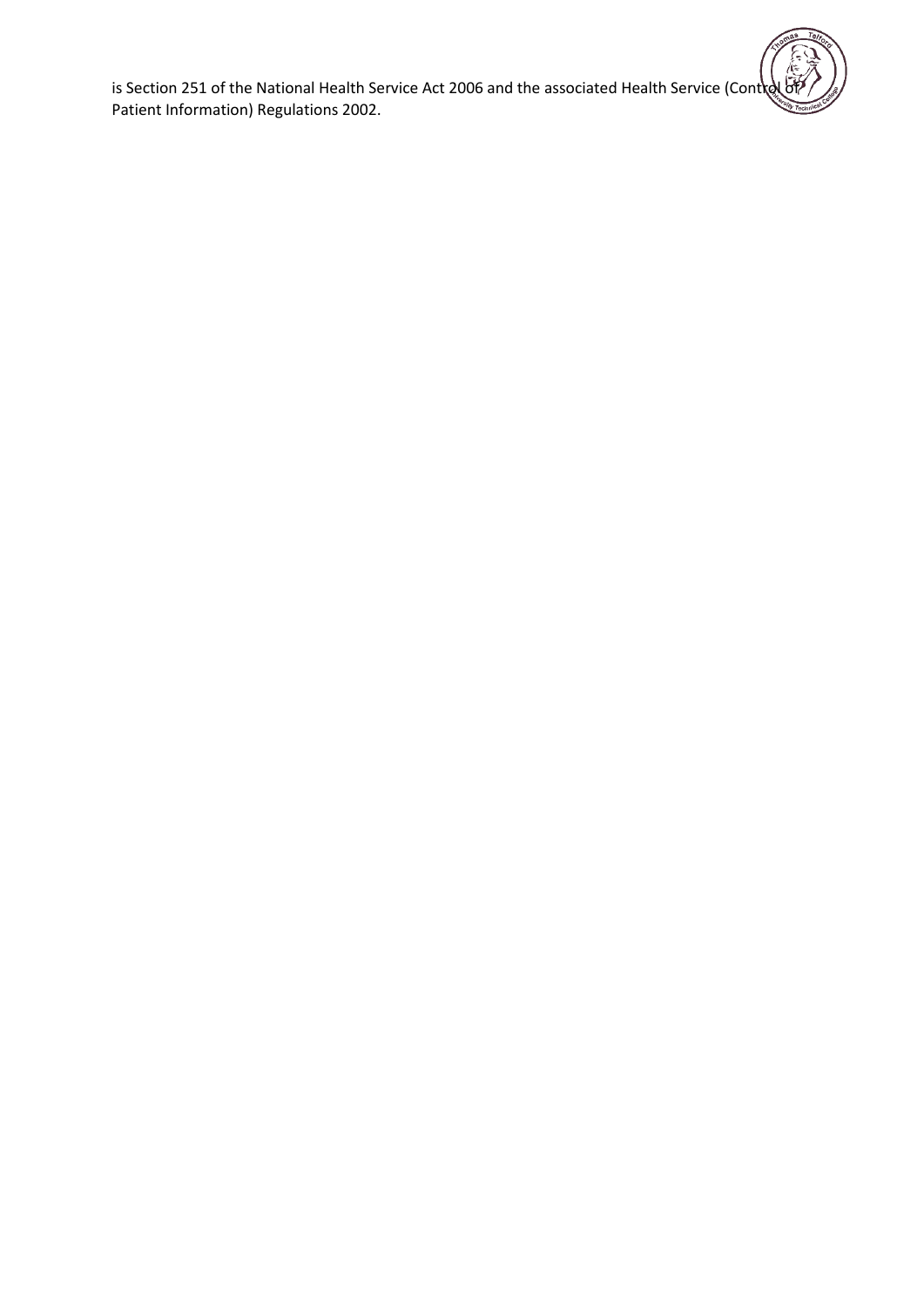is Section 251 of the National Health Service Act 2006 and the associated Health Service (Control of Patient Information) Regulations 2002.